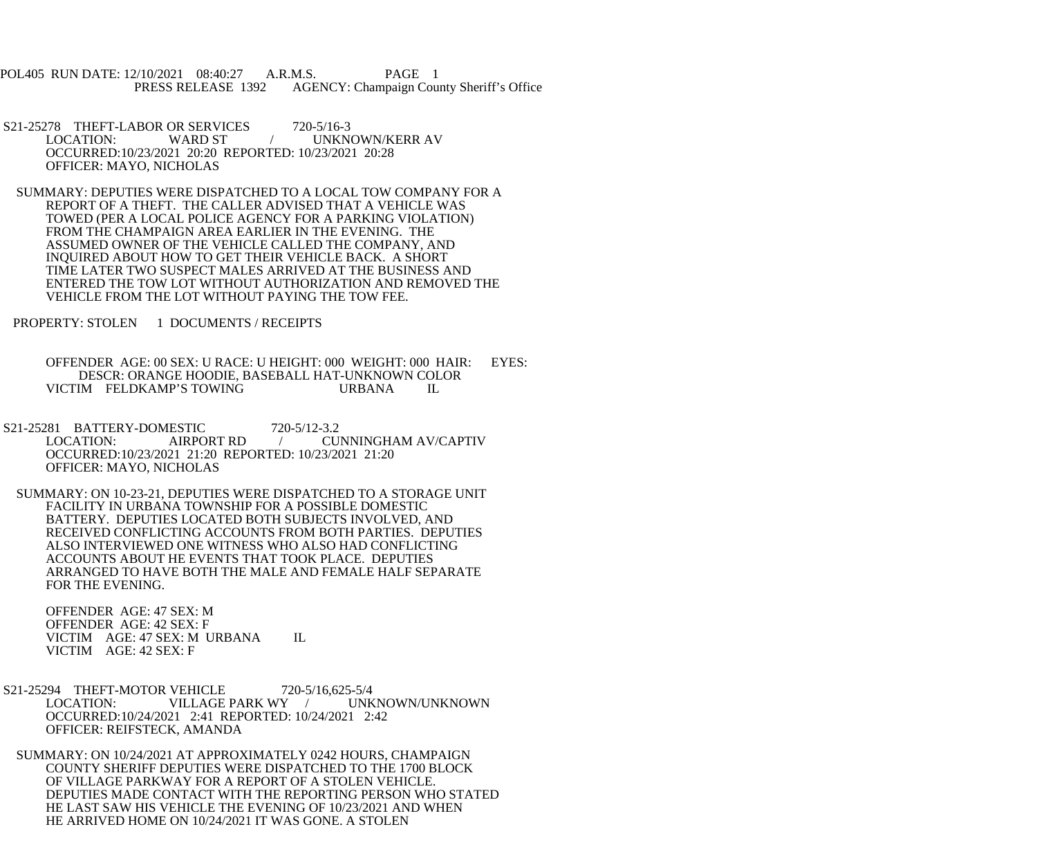POL405 RUN DATE: 12/10/2021 08:40:27 A.R.M.S. PAGE 1
PRESS RELEASE 1392 AGENCY: Champaign County Sheriff's Office

S21-25278 THEFT-LABOR OR SERVICES 720-5/16-3
LOCATION: WARD ST / UNKNOWN/KERR AV
OCCURRED:10/23/2021 20:20 REPORTED: 10/23/2021 20:28
OFFICER: MAYO, NICHOLAS

SUMMARY: DEPUTIES WERE DISPATCHED TO A LOCAL TOW COMPANY FOR A REPORT OF A THEFT. THE CALLER ADVISED THAT A VEHICLE WAS TOWED (PER A LOCAL POLICE AGENCY FOR A PARKING VIOLATION) FROM THE CHAMPAIGN AREA EARLIER IN THE EVENING. THE ASSUMED OWNER OF THE VEHICLE CALLED THE COMPANY, AND INQUIRED ABOUT HOW TO GET THEIR VEHICLE BACK. A SHORT TIME LATER TWO SUSPECT MALES ARRIVED AT THE BUSINESS AND ENTERED THE TOW LOT WITHOUT AUTHORIZATION AND REMOVED THE VEHICLE FROM THE LOT WITHOUT PAYING THE TOW FEE.

PROPERTY: STOLEN 1 DOCUMENTS / RECEIPTS

OFFENDER AGE: 00 SEX: U RACE: U HEIGHT: 000 WEIGHT: 000 HAIR: EYES:
DESCR: ORANGE HOODIE, BASEBALL HAT-UNKNOWN COLOR
VICTIM FELDKAMP'S TOWING URBANA IL

S21-25281 BATTERY-DOMESTIC 720-5/12-3.2
LOCATION: AIRPORT RD / CUNNINGHAM AV/CAPTIV
OCCURRED:10/23/2021 21:20 REPORTED: 10/23/2021 21:20
OFFICER: MAYO, NICHOLAS

SUMMARY: ON 10-23-21, DEPUTIES WERE DISPATCHED TO A STORAGE UNIT FACILITY IN URBANA TOWNSHIP FOR A POSSIBLE DOMESTIC BATTERY. DEPUTIES LOCATED BOTH SUBJECTS INVOLVED, AND RECEIVED CONFLICTING ACCOUNTS FROM BOTH PARTIES. DEPUTIES ALSO INTERVIEWED ONE WITNESS WHO ALSO HAD CONFLICTING ACCOUNTS ABOUT HE EVENTS THAT TOOK PLACE. DEPUTIES ARRANGED TO HAVE BOTH THE MALE AND FEMALE HALF SEPARATE FOR THE EVENING.

OFFENDER AGE: 47 SEX: M
OFFENDER AGE: 42 SEX: F
VICTIM AGE: 47 SEX: M URBANA IL
VICTIM AGE: 42 SEX: F

S21-25294 THEFT-MOTOR VEHICLE 720-5/16,625-5/4
LOCATION: VILLAGE PARK WY / UNKNOWN/UNKNOWN
OCCURRED:10/24/2021 2:41 REPORTED: 10/24/2021 2:42
OFFICER: REIFSTECK, AMANDA

SUMMARY: ON 10/24/2021 AT APPROXIMATELY 0242 HOURS, CHAMPAIGN COUNTY SHERIFF DEPUTIES WERE DISPATCHED TO THE 1700 BLOCK OF VILLAGE PARKWAY FOR A REPORT OF A STOLEN VEHICLE. DEPUTIES MADE CONTACT WITH THE REPORTING PERSON WHO STATED HE LAST SAW HIS VEHICLE THE EVENING OF 10/23/2021 AND WHEN HE ARRIVED HOME ON 10/24/2021 IT WAS GONE. A STOLEN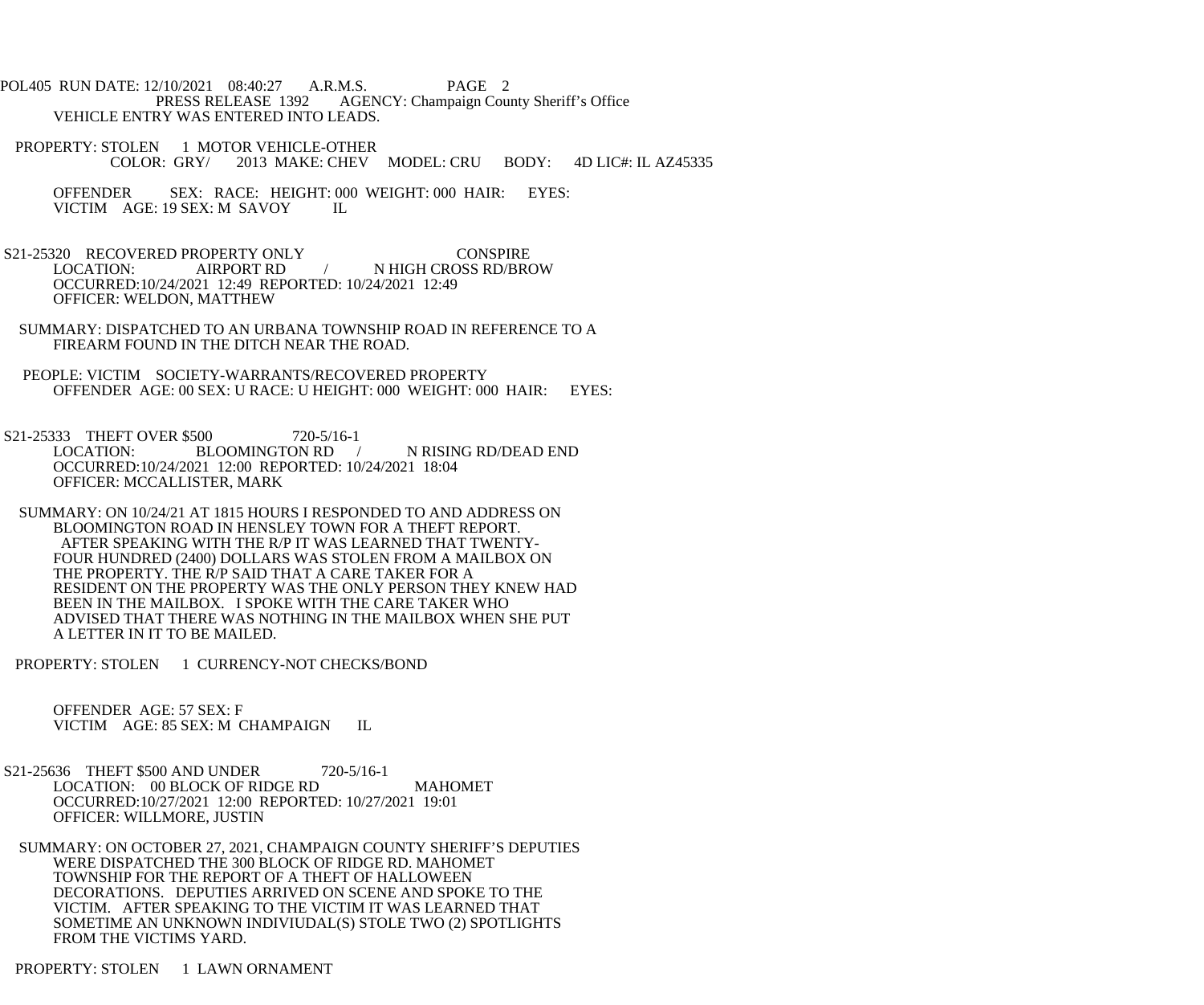VEHICLE ENTRY WAS ENTERED INTO LEADS.

PROPERTY: STOLEN 1 MOTOR VEHICLE-OTHER
COLOR: GRY/ 2013 MAKE: CHEV MODEL: CRU BODY: 4D LIC#: IL AZ45335

OFFENDER SEX: RACE: HEIGHT: 000 WEIGHT: 000 HAIR: EYES:
VICTIM AGE: 19 SEX: M SAVOY IL

S21-25320 RECOVERED PROPERTY ONLY CONSPIRE
LOCATION: AIRPORT RD / N HIGH CROSS RD/BROW
OCCURRED:10/24/2021 12:49 REPORTED: 10/24/2021 12:49
OFFICER: WELDON, MATTHEW

SUMMARY: DISPATCHED TO AN URBANA TOWNSHIP ROAD IN REFERENCE TO A FIREARM FOUND IN THE DITCH NEAR THE ROAD.

PEOPLE: VICTIM SOCIETY-WARRANTS/RECOVERED PROPERTY
OFFENDER AGE: 00 SEX: U RACE: U HEIGHT: 000 WEIGHT: 000 HAIR: EYES:

S21-25333 THEFT OVER $500 720-5/16-1
LOCATION: BLOOMINGTON RD / N RISING RD/DEAD END
OCCURRED:10/24/2021 12:00 REPORTED: 10/24/2021 18:04
OFFICER: MCCALLISTER, MARK

SUMMARY: ON 10/24/21 AT 1815 HOURS I RESPONDED TO AND ADDRESS ON BLOOMINGTON ROAD IN HENSLEY TOWN FOR A THEFT REPORT. AFTER SPEAKING WITH THE R/P IT WAS LEARNED THAT TWENTY-FOUR HUNDRED (2400) DOLLARS WAS STOLEN FROM A MAILBOX ON THE PROPERTY. THE R/P SAID THAT A CARE TAKER FOR A RESIDENT ON THE PROPERTY WAS THE ONLY PERSON THEY KNEW HAD BEEN IN THE MAILBOX. I SPOKE WITH THE CARE TAKER WHO ADVISED THAT THERE WAS NOTHING IN THE MAILBOX WHEN SHE PUT A LETTER IN IT TO BE MAILED.

PROPERTY: STOLEN 1 CURRENCY-NOT CHECKS/BOND

OFFENDER AGE: 57 SEX: F
VICTIM AGE: 85 SEX: M CHAMPAIGN IL

S21-25636 THEFT $500 AND UNDER 720-5/16-1
LOCATION: 00 BLOCK OF RIDGE RD MAHOMET
OCCURRED:10/27/2021 12:00 REPORTED: 10/27/2021 19:01
OFFICER: WILLMORE, JUSTIN

SUMMARY: ON OCTOBER 27, 2021, CHAMPAIGN COUNTY SHERIFF'S DEPUTIES WERE DISPATCHED THE 300 BLOCK OF RIDGE RD. MAHOMET TOWNSHIP FOR THE REPORT OF A THEFT OF HALLOWEEN DECORATIONS. DEPUTIES ARRIVED ON SCENE AND SPOKE TO THE VICTIM. AFTER SPEAKING TO THE VICTIM IT WAS LEARNED THAT SOMETIME AN UNKNOWN INDIVIUDAL(S) STOLE TWO (2) SPOTLIGHTS FROM THE VICTIMS YARD.

PROPERTY: STOLEN 1 LAWN ORNAMENT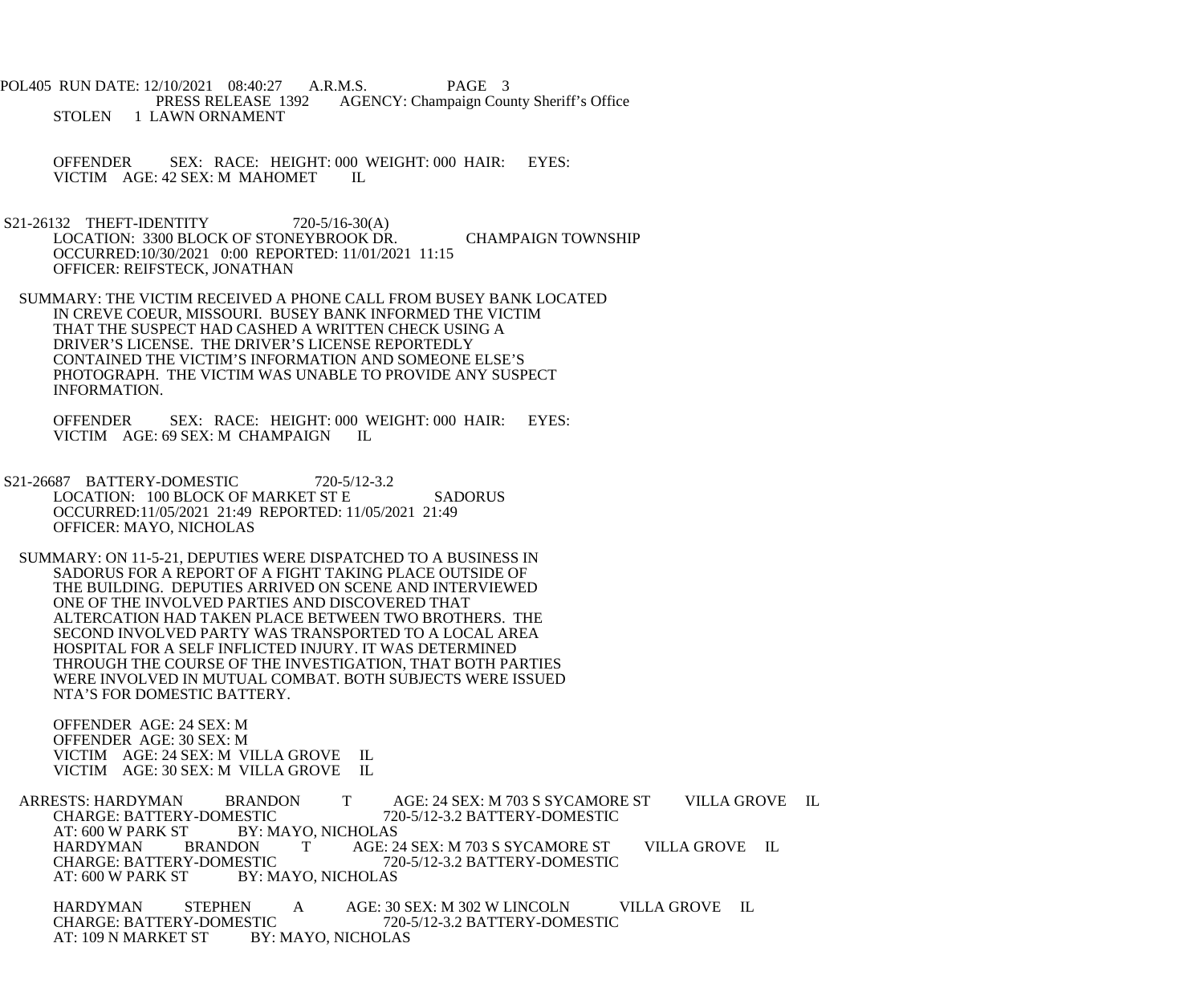STOLEN 1 LAWN ORNAMENT

OFFENDER SEX: RACE: HEIGHT: 000 WEIGHT: 000 HAIR: EYES:
VICTIM AGE: 42 SEX: M MAHOMET IL

S21-26132 THEFT-IDENTITY 720-5/16-30(A)
LOCATION: 3300 BLOCK OF STONEYBROOK DR. CHAMPAIGN TOWNSHIP
OCCURRED:10/30/2021 0:00 REPORTED: 11/01/2021 11:15
OFFICER: REIFSTECK, JONATHAN

SUMMARY: THE VICTIM RECEIVED A PHONE CALL FROM BUSEY BANK LOCATED IN CREVE COEUR, MISSOURI. BUSEY BANK INFORMED THE VICTIM THAT THE SUSPECT HAD CASHED A WRITTEN CHECK USING A DRIVER'S LICENSE. THE DRIVER'S LICENSE REPORTEDLY CONTAINED THE VICTIM'S INFORMATION AND SOMEONE ELSE'S PHOTOGRAPH. THE VICTIM WAS UNABLE TO PROVIDE ANY SUSPECT INFORMATION.

OFFENDER SEX: RACE: HEIGHT: 000 WEIGHT: 000 HAIR: EYES:
VICTIM AGE: 69 SEX: M CHAMPAIGN IL

S21-26687 BATTERY-DOMESTIC 720-5/12-3.2
LOCATION: 100 BLOCK OF MARKET ST E SADORUS
OCCURRED:11/05/2021 21:49 REPORTED: 11/05/2021 21:49
OFFICER: MAYO, NICHOLAS

SUMMARY: ON 11-5-21, DEPUTIES WERE DISPATCHED TO A BUSINESS IN SADORUS FOR A REPORT OF A FIGHT TAKING PLACE OUTSIDE OF THE BUILDING. DEPUTIES ARRIVED ON SCENE AND INTERVIEWED ONE OF THE INVOLVED PARTIES AND DISCOVERED THAT ALTERCATION HAD TAKEN PLACE BETWEEN TWO BROTHERS. THE SECOND INVOLVED PARTY WAS TRANSPORTED TO A LOCAL AREA HOSPITAL FOR A SELF INFLICTED INJURY. IT WAS DETERMINED THROUGH THE COURSE OF THE INVESTIGATION, THAT BOTH PARTIES WERE INVOLVED IN MUTUAL COMBAT. BOTH SUBJECTS WERE ISSUED NTA'S FOR DOMESTIC BATTERY.

OFFENDER AGE: 24 SEX: M
OFFENDER AGE: 30 SEX: M
VICTIM AGE: 24 SEX: M VILLA GROVE IL
VICTIM AGE: 30 SEX: M VILLA GROVE IL

ARRESTS: HARDYMAN BRANDON T AGE: 24 SEX: M 703 S SYCAMORE ST VILLA GROVE IL
CHARGE: BATTERY-DOMESTIC 720-5/12-3.2 BATTERY-DOMESTIC
AT: 600 W PARK ST BY: MAYO, NICHOLAS
HARDYMAN BRANDON T AGE: 24 SEX: M 703 S SYCAMORE ST VILLA GROVE IL
CHARGE: BATTERY-DOMESTIC 720-5/12-3.2 BATTERY-DOMESTIC
AT: 600 W PARK ST BY: MAYO, NICHOLAS

HARDYMAN STEPHEN A AGE: 30 SEX: M 302 W LINCOLN VILLA GROVE IL
CHARGE: BATTERY-DOMESTIC 720-5/12-3.2 BATTERY-DOMESTIC
AT: 109 N MARKET ST BY: MAYO, NICHOLAS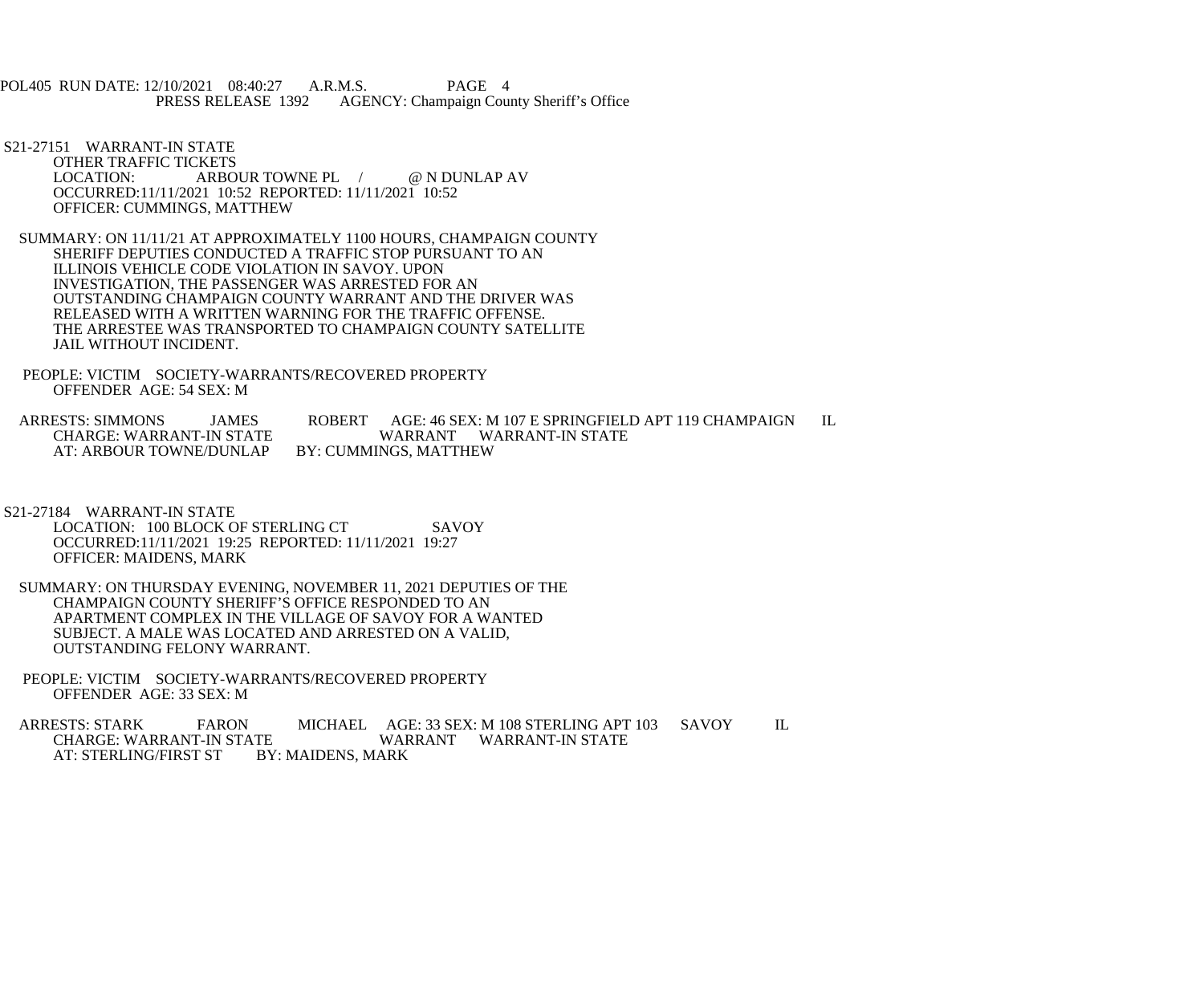POL405 RUN DATE: 12/10/2021 08:40:27 A.R.M.S. PAGE 4
PRESS RELEASE 1392 AGENCY: Champaign County Sheriff's Office

S21-27151 WARRANT-IN STATE
OTHER TRAFFIC TICKETS
LOCATION: ARBOUR TOWNE PL / @ N DUNLAP AV
OCCURRED:11/11/2021 10:52 REPORTED: 11/11/2021 10:52
OFFICER: CUMMINGS, MATTHEW

SUMMARY: ON 11/11/21 AT APPROXIMATELY 1100 HOURS, CHAMPAIGN COUNTY SHERIFF DEPUTIES CONDUCTED A TRAFFIC STOP PURSUANT TO AN ILLINOIS VEHICLE CODE VIOLATION IN SAVOY. UPON INVESTIGATION, THE PASSENGER WAS ARRESTED FOR AN OUTSTANDING CHAMPAIGN COUNTY WARRANT AND THE DRIVER WAS RELEASED WITH A WRITTEN WARNING FOR THE TRAFFIC OFFENSE. THE ARRESTEE WAS TRANSPORTED TO CHAMPAIGN COUNTY SATELLITE JAIL WITHOUT INCIDENT.

PEOPLE: VICTIM SOCIETY-WARRANTS/RECOVERED PROPERTY
OFFENDER AGE: 54 SEX: M

ARRESTS: SIMMONS JAMES ROBERT AGE: 46 SEX: M 107 E SPRINGFIELD APT 119 CHAMPAIGN IL
CHARGE: WARRANT-IN STATE WARRANT WARRANT-IN STATE
AT: ARBOUR TOWNE/DUNLAP BY: CUMMINGS, MATTHEW

S21-27184 WARRANT-IN STATE
LOCATION: 100 BLOCK OF STERLING CT SAVOY
OCCURRED:11/11/2021 19:25 REPORTED: 11/11/2021 19:27
OFFICER: MAIDENS, MARK

SUMMARY: ON THURSDAY EVENING, NOVEMBER 11, 2021 DEPUTIES OF THE CHAMPAIGN COUNTY SHERIFF'S OFFICE RESPONDED TO AN APARTMENT COMPLEX IN THE VILLAGE OF SAVOY FOR A WANTED SUBJECT. A MALE WAS LOCATED AND ARRESTED ON A VALID, OUTSTANDING FELONY WARRANT.

PEOPLE: VICTIM SOCIETY-WARRANTS/RECOVERED PROPERTY
OFFENDER AGE: 33 SEX: M

ARRESTS: STARK FARON MICHAEL AGE: 33 SEX: M 108 STERLING APT 103 SAVOY IL
CHARGE: WARRANT-IN STATE WARRANT WARRANT-IN STATE
AT: STERLING/FIRST ST BY: MAIDENS, MARK